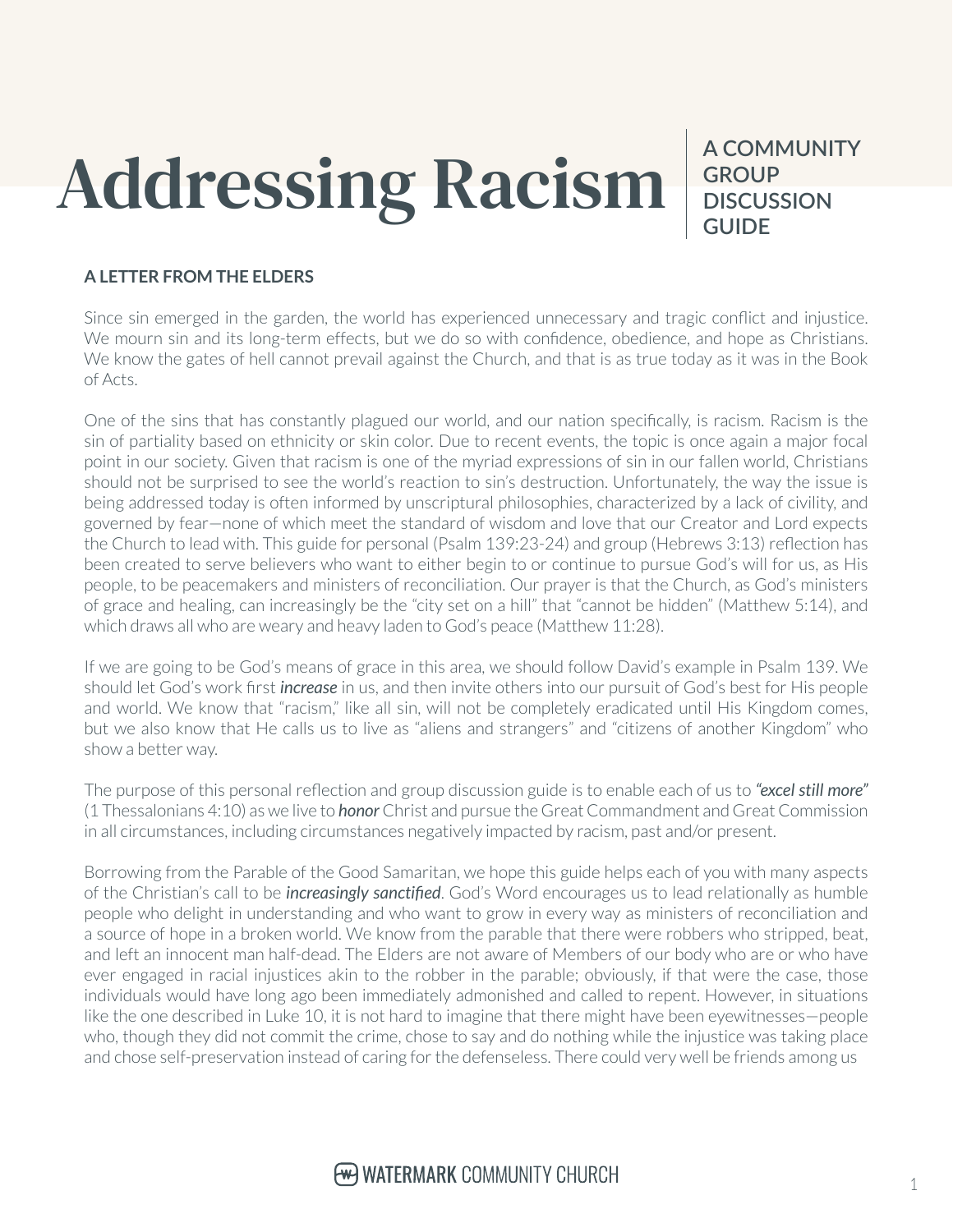# Addressing Racism

**A COMMUNITY GROUP DISCUSSION GUIDE**

## A LETTER FROM THE ELDERS

Since sin emerged in the garden, the world has experienced unnecessary and tragic conflict and injustice. We mourn sin and its long-term effects, but we do so with confidence, obedience, and hope as Christians. We know the gates of hell cannot prevail against the Church, and that is as true today as it was in the Book of Acts.

One of the sins that has constantly plagued our world, and our nation specifically, is racism. Racism is the sin of partiality based on ethnicity or skin color. Due to recent events, the topic is once again a major focal point in our society. Given that racism is one of the myriad expressions of sin in our fallen world, Christians should not be surprised to see the world's reaction to sin's destruction. Unfortunately, the way the issue is being addressed today is often informed by unscriptural philosophies, characterized by a lack of civility, and governed by fear—none of which meet the standard of wisdom and love that our Creator and Lord expects the Church to lead with. This guide for personal (Psalm 139:23-24) and group (Hebrews 3:13) reflection has been created to serve believers who want to either begin to or continue to pursue God's will for us, as His people, to be peacemakers and ministers of reconciliation. Our prayer is that the Church, as God's ministers of grace and healing, can increasingly be the "city set on a hill" that "cannot be hidden" (Matthew 5:14), and which draws all who are weary and heavy laden to God's peace (Matthew 11:28).

If we are going to be God's means of grace in this area, we should follow David's example in Psalm 139. We should let God's work first ***increase*** in us, and then invite others into our pursuit of God's best for His people and world. We know that "racism," like all sin, will not be completely eradicated until His Kingdom comes, but we also know that He calls us to live as "aliens and strangers" and "citizens of another Kingdom" who show a better way.

The purpose of this personal reflection and group discussion guide is to enable each of us to ***"excel still more"*** (1 Thessalonians 4:10) as we live to ***honor*** Christ and pursue the Great Commandment and Great Commission in all circumstances, including circumstances negatively impacted by racism, past and/or present.

Borrowing from the Parable of the Good Samaritan, we hope this guide helps each of you with many aspects of the Christian's call to be ***increasingly sanctified***. God's Word encourages us to lead relationally as humble people who delight in understanding and who want to grow in every way as ministers of reconciliation and a source of hope in a broken world. We know from the parable that there were robbers who stripped, beat, and left an innocent man half-dead. The Elders are not aware of Members of our body who are or who have ever engaged in racial injustices akin to the robber in the parable; obviously, if that were the case, those individuals would have long ago been immediately admonished and called to repent. However, in situations like the one described in Luke 10, it is not hard to imagine that there might have been eyewitnesses—people who, though they did not commit the crime, chose to say and do nothing while the injustice was taking place and chose self-preservation instead of caring for the defenseless. There could very well be friends among us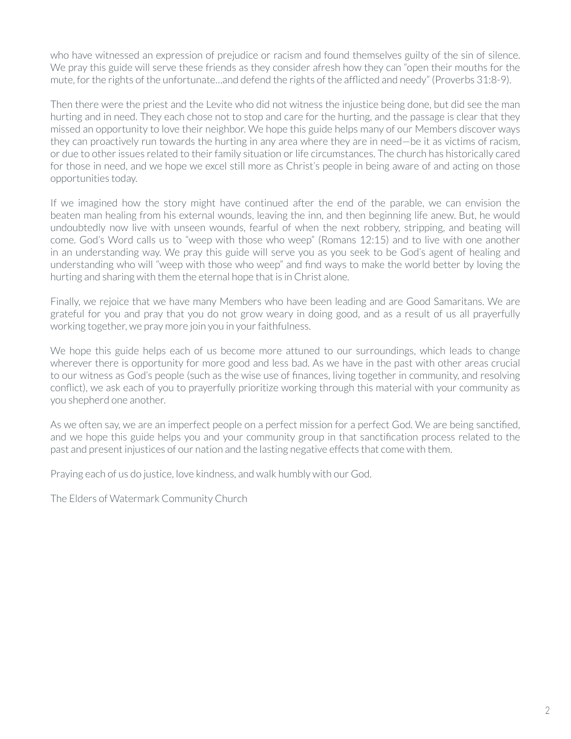who have witnessed an expression of prejudice or racism and found themselves guilty of the sin of silence. We pray this guide will serve these friends as they consider afresh how they can "open their mouths for the mute, for the rights of the unfortunate…and defend the rights of the afflicted and needy" (Proverbs 31:8-9).

Then there were the priest and the Levite who did not witness the injustice being done, but did see the man hurting and in need. They each chose not to stop and care for the hurting, and the passage is clear that they missed an opportunity to love their neighbor. We hope this guide helps many of our Members discover ways they can proactively run towards the hurting in any area where they are in need—be it as victims of racism, or due to other issues related to their family situation or life circumstances. The church has historically cared for those in need, and we hope we excel still more as Christ's people in being aware of and acting on those opportunities today.

If we imagined how the story might have continued after the end of the parable, we can envision the beaten man healing from his external wounds, leaving the inn, and then beginning life anew. But, he would undoubtedly now live with unseen wounds, fearful of when the next robbery, stripping, and beating will come. God's Word calls us to "weep with those who weep" (Romans 12:15) and to live with one another in an understanding way. We pray this guide will serve you as you seek to be God's agent of healing and understanding who will "weep with those who weep" and find ways to make the world better by loving the hurting and sharing with them the eternal hope that is in Christ alone.

Finally, we rejoice that we have many Members who have been leading and are Good Samaritans. We are grateful for you and pray that you do not grow weary in doing good, and as a result of us all prayerfully working together, we pray more join you in your faithfulness.

We hope this guide helps each of us become more attuned to our surroundings, which leads to change wherever there is opportunity for more good and less bad. As we have in the past with other areas crucial to our witness as God's people (such as the wise use of finances, living together in community, and resolving conflict), we ask each of you to prayerfully prioritize working through this material with your community as you shepherd one another.

As we often say, we are an imperfect people on a perfect mission for a perfect God. We are being sanctified, and we hope this guide helps you and your community group in that sanctification process related to the past and present injustices of our nation and the lasting negative effects that come with them.

Praying each of us do justice, love kindness, and walk humbly with our God.

The Elders of Watermark Community Church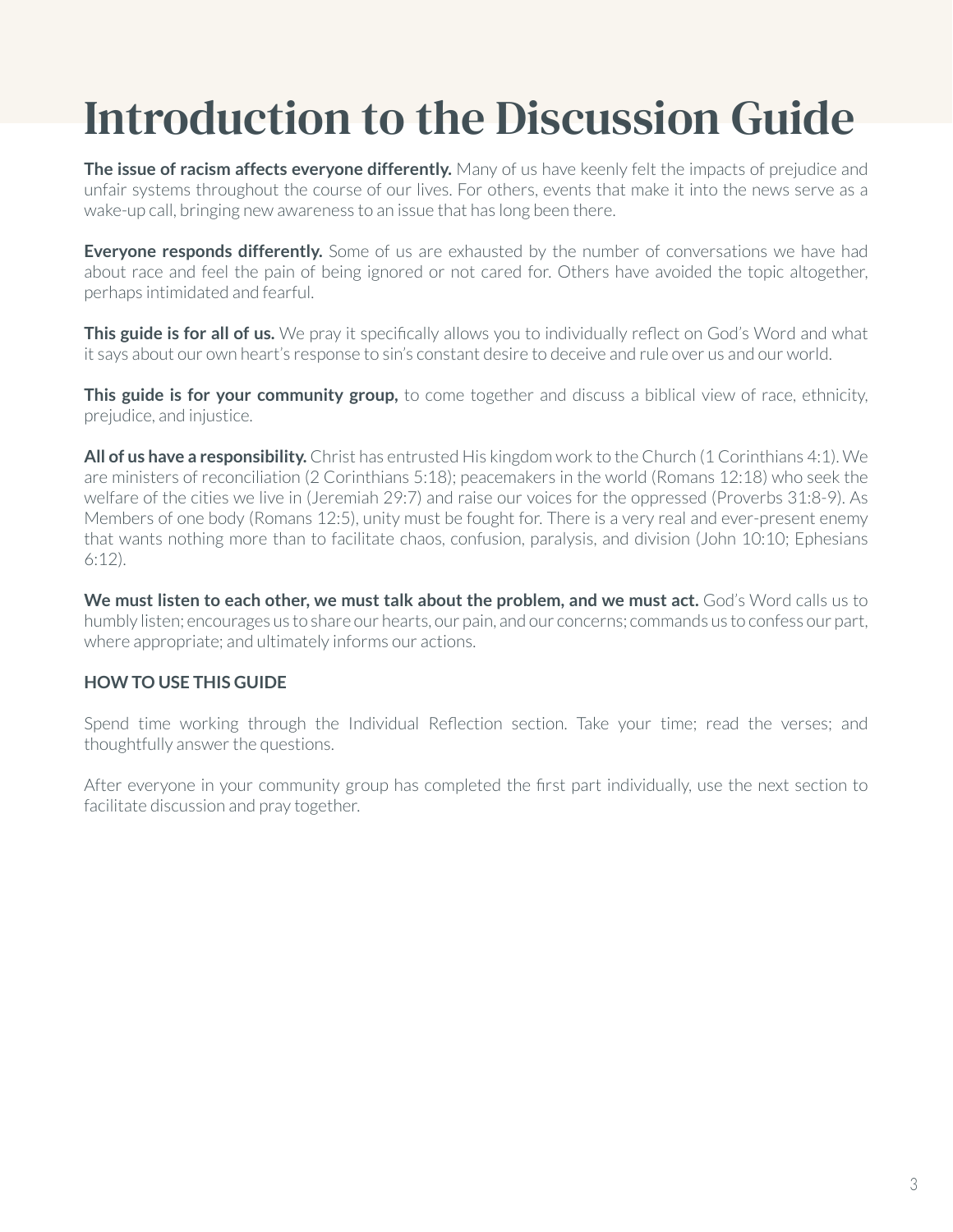# Introduction to the Discussion Guide

**The issue of racism affects everyone differently.** Many of us have keenly felt the impacts of prejudice and unfair systems throughout the course of our lives. For others, events that make it into the news serve as a wake-up call, bringing new awareness to an issue that has long been there.

**Everyone responds differently.** Some of us are exhausted by the number of conversations we have had about race and feel the pain of being ignored or not cared for. Others have avoided the topic altogether, perhaps intimidated and fearful.

**This guide is for all of us.** We pray it specifically allows you to individually reflect on God's Word and what it says about our own heart's response to sin's constant desire to deceive and rule over us and our world.

**This guide is for your community group,** to come together and discuss a biblical view of race, ethnicity, prejudice, and injustice.

**All of us have a responsibility.** Christ has entrusted His kingdom work to the Church (1 Corinthians 4:1). We are ministers of reconciliation (2 Corinthians 5:18); peacemakers in the world (Romans 12:18) who seek the welfare of the cities we live in (Jeremiah 29:7) and raise our voices for the oppressed (Proverbs 31:8-9). As Members of one body (Romans 12:5), unity must be fought for. There is a very real and ever-present enemy that wants nothing more than to facilitate chaos, confusion, paralysis, and division (John 10:10; Ephesians 6:12).

**We must listen to each other, we must talk about the problem, and we must act.** God's Word calls us to humbly listen; encourages us to share our hearts, our pain, and our concerns; commands us to confess our part, where appropriate; and ultimately informs our actions.

**HOW TO USE THIS GUIDE**

Spend time working through the Individual Reflection section. Take your time; read the verses; and thoughtfully answer the questions.

After everyone in your community group has completed the first part individually, use the next section to facilitate discussion and pray together.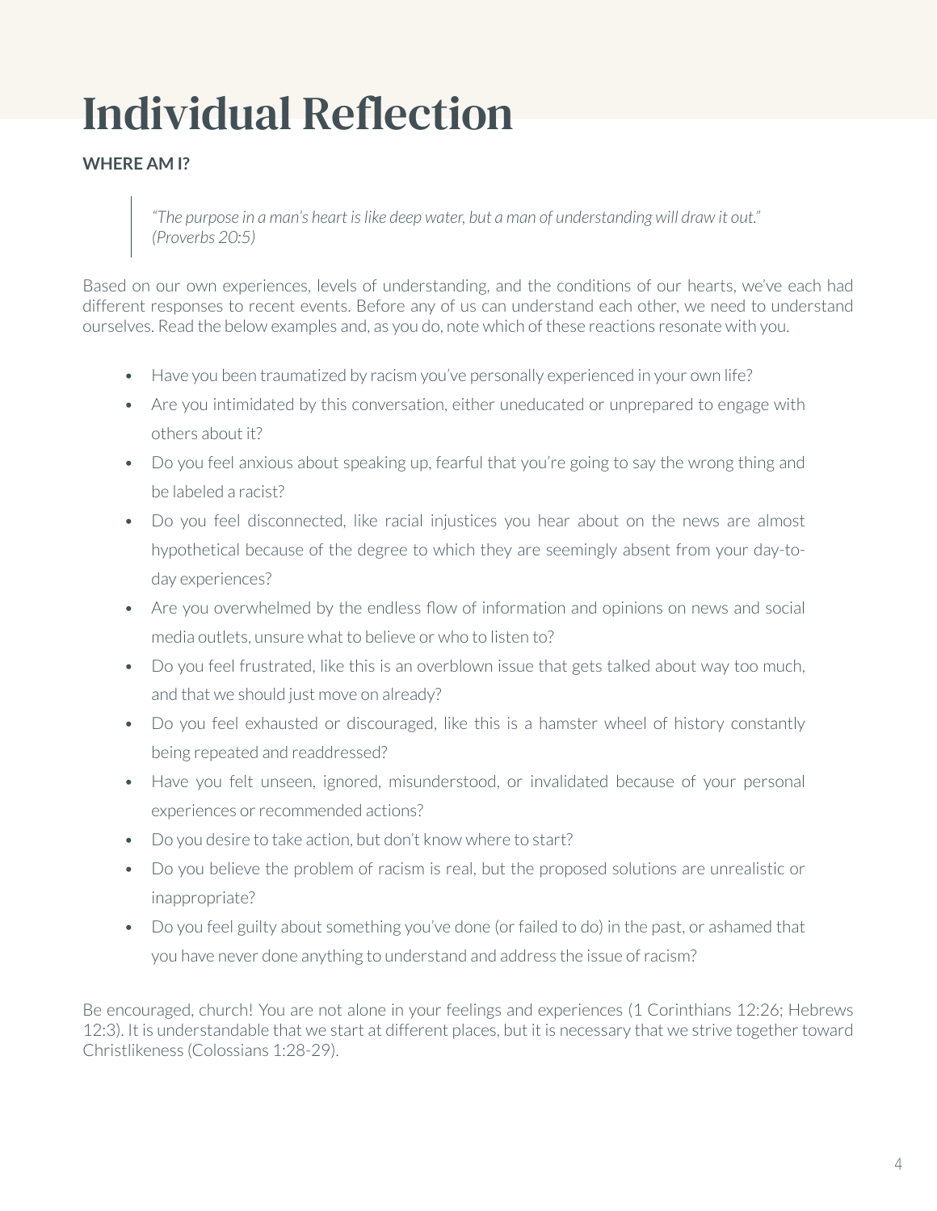# Individual Reflection

**WHERE AM I?**

> *"The purpose in a man's heart is like deep water, but a man of understanding will draw it out." (Proverbs 20:5)*

Based on our own experiences, levels of understanding, and the conditions of our hearts, we've each had different responses to recent events. Before any of us can understand each other, we need to understand ourselves. Read the below examples and, as you do, note which of these reactions resonate with you.

- Have you been traumatized by racism you've personally experienced in your own life?
- Are you intimidated by this conversation, either uneducated or unprepared to engage with others about it?
- Do you feel anxious about speaking up, fearful that you're going to say the wrong thing and be labeled a racist?
- Do you feel disconnected, like racial injustices you hear about on the news are almost hypothetical because of the degree to which they are seemingly absent from your day-to-day experiences?
- Are you overwhelmed by the endless flow of information and opinions on news and social media outlets, unsure what to believe or who to listen to?
- Do you feel frustrated, like this is an overblown issue that gets talked about way too much, and that we should just move on already?
- Do you feel exhausted or discouraged, like this is a hamster wheel of history constantly being repeated and readdressed?
- Have you felt unseen, ignored, misunderstood, or invalidated because of your personal experiences or recommended actions?
- Do you desire to take action, but don't know where to start?
- Do you believe the problem of racism is real, but the proposed solutions are unrealistic or inappropriate?
- Do you feel guilty about something you've done (or failed to do) in the past, or ashamed that you have never done anything to understand and address the issue of racism?

Be encouraged, church! You are not alone in your feelings and experiences (1 Corinthians 12:26; Hebrews 12:3). It is understandable that we start at different places, but it is necessary that we strive together toward Christlikeness (Colossians 1:28-29).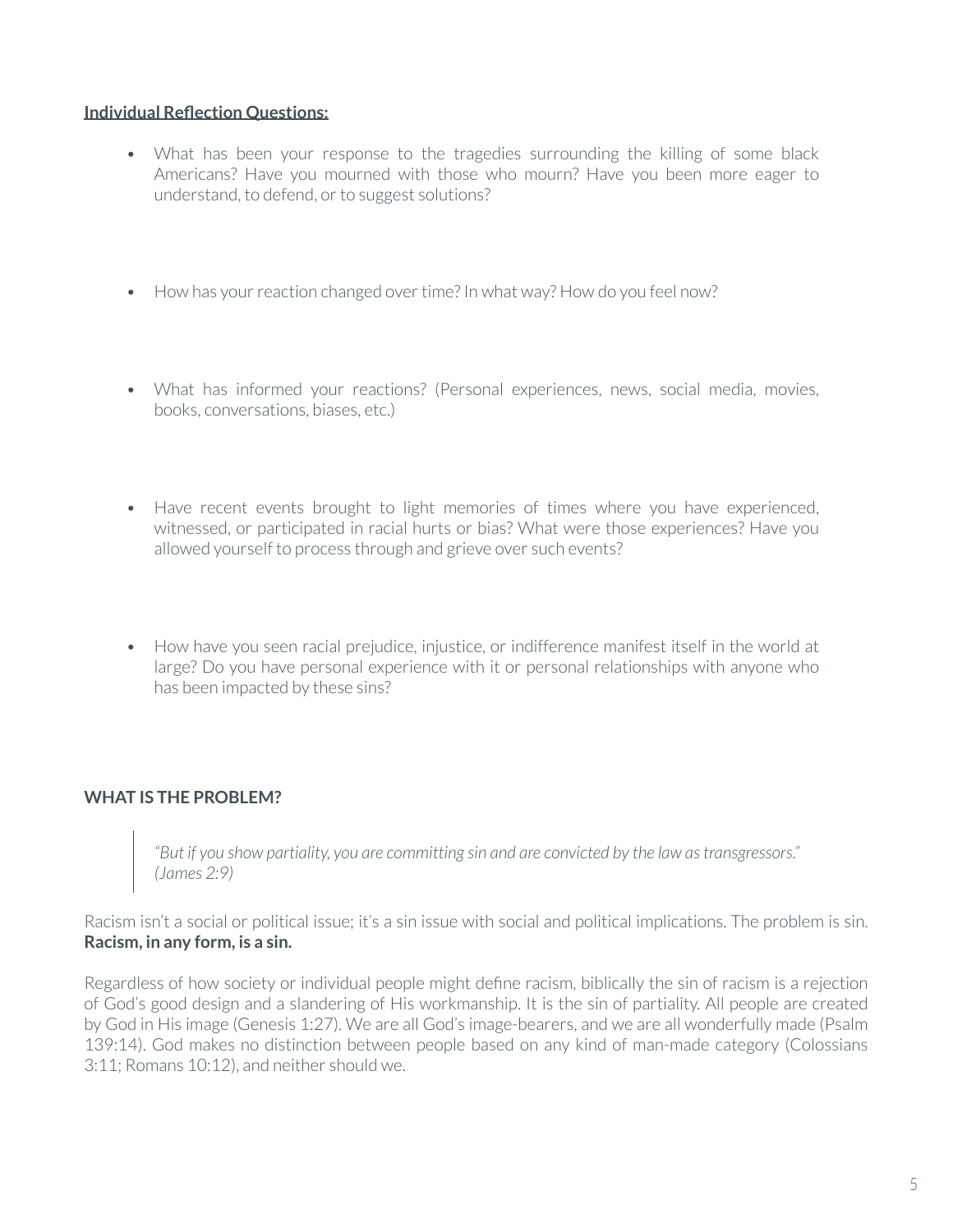**<u>Individual Reflection Questions:</u>**

- What has been your response to the tragedies surrounding the killing of some black Americans? Have you mourned with those who mourn? Have you been more eager to understand, to defend, or to suggest solutions?

- How has your reaction changed over time? In what way? How do you feel now?

- What has informed your reactions? (Personal experiences, news, social media, movies, books, conversations, biases, etc.)

- Have recent events brought to light memories of times where you have experienced, witnessed, or participated in racial hurts or bias? What were those experiences? Have you allowed yourself to process through and grieve over such events?

- How have you seen racial prejudice, injustice, or indifference manifest itself in the world at large? Do you have personal experience with it or personal relationships with anyone who has been impacted by these sins?

## WHAT IS THE PROBLEM?

> *"But if you show partiality, you are committing sin and are convicted by the law as transgressors." (James 2:9)*

Racism isn't a social or political issue; it's a sin issue with social and political implications. The problem is sin. **Racism, in any form, is a sin.**

Regardless of how society or individual people might define racism, biblically the sin of racism is a rejection of God's good design and a slandering of His workmanship. It is the sin of partiality. All people are created by God in His image (Genesis 1:27). We are all God's image-bearers, and we are all wonderfully made (Psalm 139:14). God makes no distinction between people based on any kind of man-made category (Colossians 3:11; Romans 10:12), and neither should we.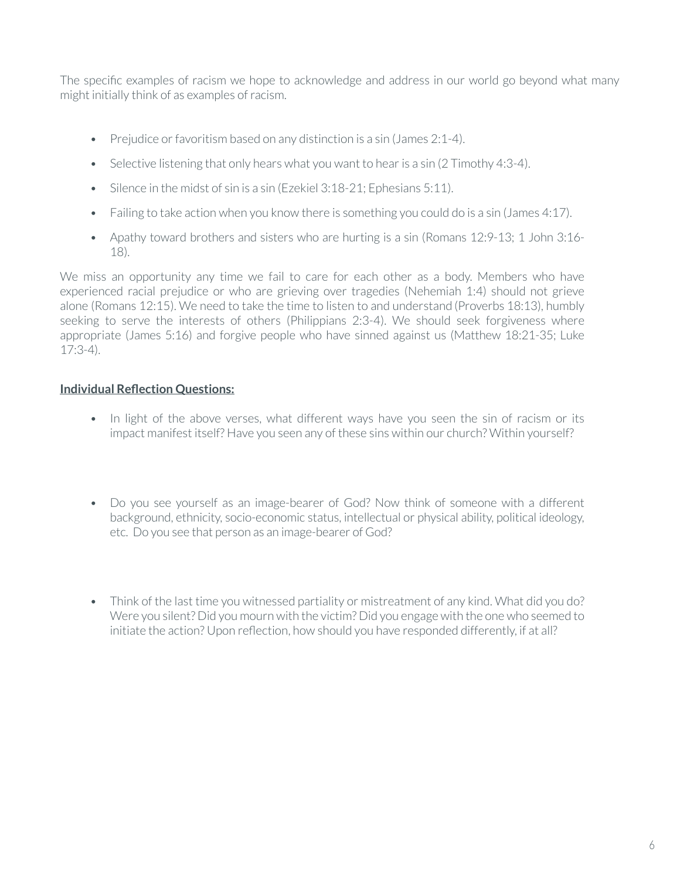The specific examples of racism we hope to acknowledge and address in our world go beyond what many might initially think of as examples of racism.

- Prejudice or favoritism based on any distinction is a sin (James 2:1-4).
- Selective listening that only hears what you want to hear is a sin (2 Timothy 4:3-4).
- Silence in the midst of sin is a sin (Ezekiel 3:18-21; Ephesians 5:11).
- Failing to take action when you know there is something you could do is a sin (James 4:17).
- Apathy toward brothers and sisters who are hurting is a sin (Romans 12:9-13; 1 John 3:16-18).

We miss an opportunity any time we fail to care for each other as a body. Members who have experienced racial prejudice or who are grieving over tragedies (Nehemiah 1:4) should not grieve alone (Romans 12:15). We need to take the time to listen to and understand (Proverbs 18:13), humbly seeking to serve the interests of others (Philippians 2:3-4). We should seek forgiveness where appropriate (James 5:16) and forgive people who have sinned against us (Matthew 18:21-35; Luke 17:3-4).

**Individual Reflection Questions:**

- In light of the above verses, what different ways have you seen the sin of racism or its impact manifest itself? Have you seen any of these sins within our church? Within yourself?

- Do you see yourself as an image-bearer of God? Now think of someone with a different background, ethnicity, socio-economic status, intellectual or physical ability, political ideology, etc. Do you see that person as an image-bearer of God?

- Think of the last time you witnessed partiality or mistreatment of any kind. What did you do? Were you silent? Did you mourn with the victim? Did you engage with the one who seemed to initiate the action? Upon reflection, how should you have responded differently, if at all?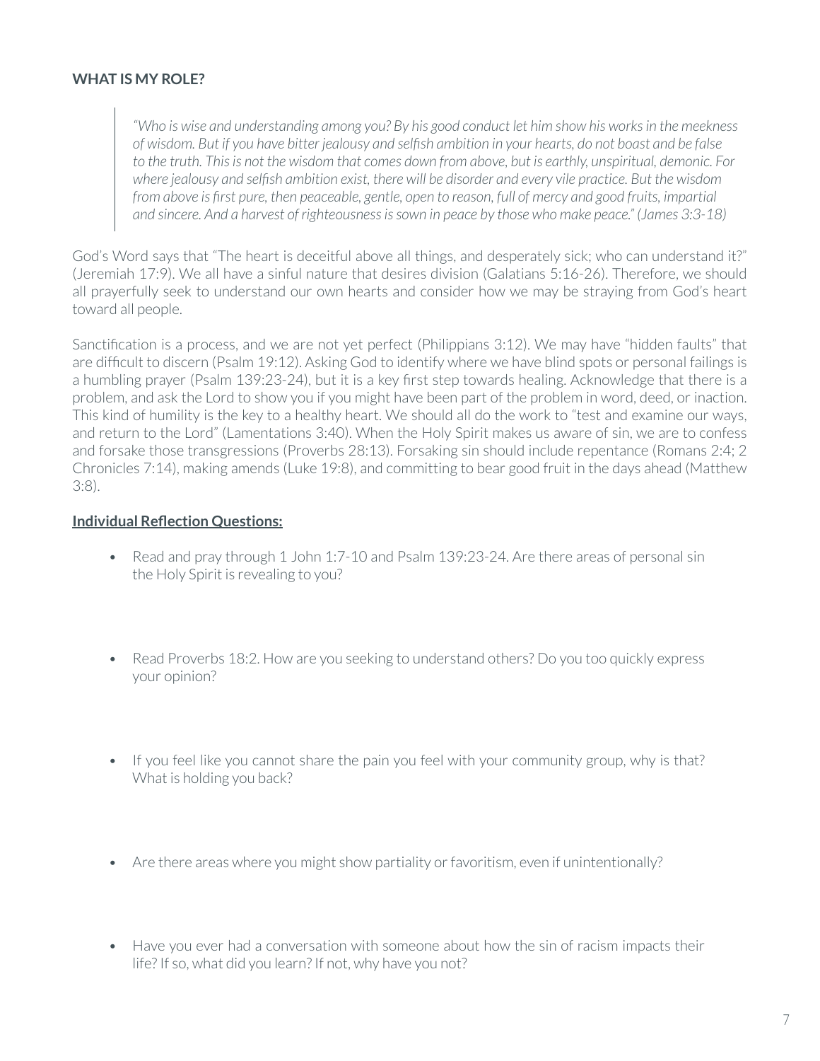**WHAT IS MY ROLE?**

> *"Who is wise and understanding among you? By his good conduct let him show his works in the meekness of wisdom. But if you have bitter jealousy and selfish ambition in your hearts, do not boast and be false to the truth. This is not the wisdom that comes down from above, but is earthly, unspiritual, demonic. For where jealousy and selfish ambition exist, there will be disorder and every vile practice. But the wisdom from above is first pure, then peaceable, gentle, open to reason, full of mercy and good fruits, impartial and sincere. And a harvest of righteousness is sown in peace by those who make peace." (James 3:3-18)*

God's Word says that "The heart is deceitful above all things, and desperately sick; who can understand it?" (Jeremiah 17:9). We all have a sinful nature that desires division (Galatians 5:16-26). Therefore, we should all prayerfully seek to understand our own hearts and consider how we may be straying from God's heart toward all people.

Sanctification is a process, and we are not yet perfect (Philippians 3:12). We may have "hidden faults" that are difficult to discern (Psalm 19:12). Asking God to identify where we have blind spots or personal failings is a humbling prayer (Psalm 139:23-24), but it is a key first step towards healing. Acknowledge that there is a problem, and ask the Lord to show you if you might have been part of the problem in word, deed, or inaction. This kind of humility is the key to a healthy heart. We should all do the work to "test and examine our ways, and return to the Lord" (Lamentations 3:40). When the Holy Spirit makes us aware of sin, we are to confess and forsake those transgressions (Proverbs 28:13). Forsaking sin should include repentance (Romans 2:4; 2 Chronicles 7:14), making amends (Luke 19:8), and committing to bear good fruit in the days ahead (Matthew 3:8).

**<u>Individual Reflection Questions:</u>**

- Read and pray through 1 John 1:7-10 and Psalm 139:23-24. Are there areas of personal sin the Holy Spirit is revealing to you?

- Read Proverbs 18:2. How are you seeking to understand others? Do you too quickly express your opinion?

- If you feel like you cannot share the pain you feel with your community group, why is that? What is holding you back?

- Are there areas where you might show partiality or favoritism, even if unintentionally?

- Have you ever had a conversation with someone about how the sin of racism impacts their life? If so, what did you learn? If not, why have you not?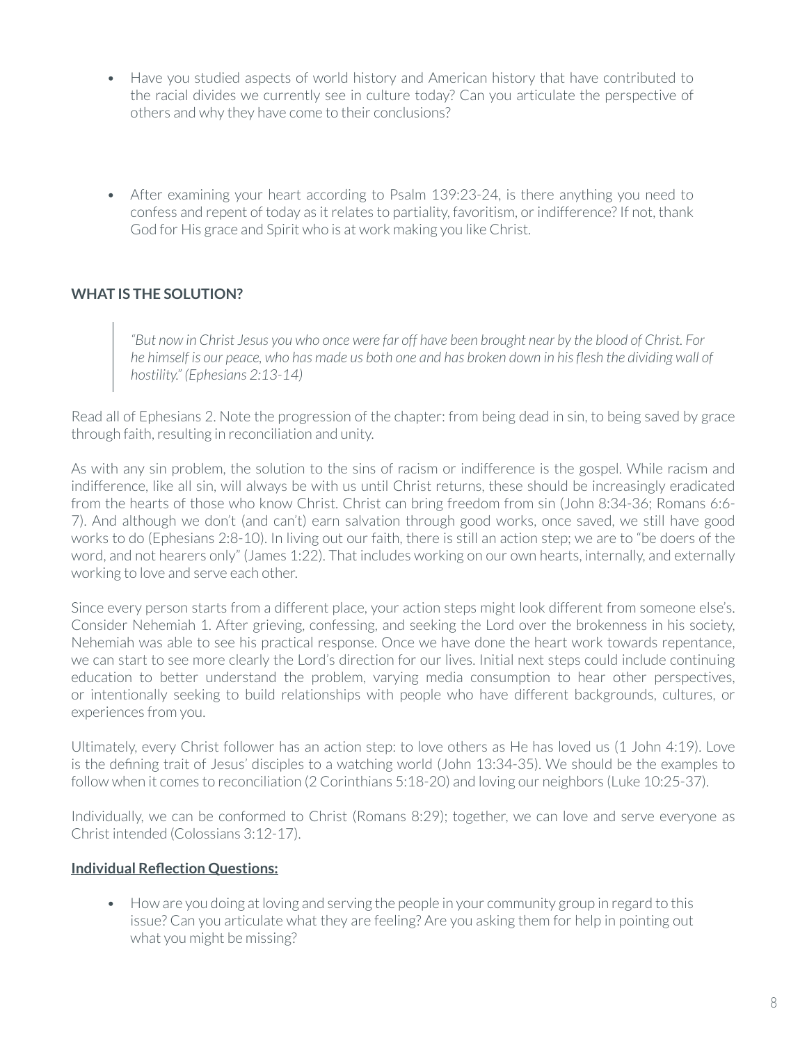- Have you studied aspects of world history and American history that have contributed to the racial divides we currently see in culture today? Can you articulate the perspective of others and why they have come to their conclusions?

- After examining your heart according to Psalm 139:23-24, is there anything you need to confess and repent of today as it relates to partiality, favoritism, or indifference? If not, thank God for His grace and Spirit who is at work making you like Christ.

## WHAT IS THE SOLUTION?

> *"But now in Christ Jesus you who once were far off have been brought near by the blood of Christ. For he himself is our peace, who has made us both one and has broken down in his flesh the dividing wall of hostility." (Ephesians 2:13-14)*

Read all of Ephesians 2. Note the progression of the chapter: from being dead in sin, to being saved by grace through faith, resulting in reconciliation and unity.

As with any sin problem, the solution to the sins of racism or indifference is the gospel. While racism and indifference, like all sin, will always be with us until Christ returns, these should be increasingly eradicated from the hearts of those who know Christ. Christ can bring freedom from sin (John 8:34-36; Romans 6:6-7). And although we don't (and can't) earn salvation through good works, once saved, we still have good works to do (Ephesians 2:8-10). In living out our faith, there is still an action step; we are to "be doers of the word, and not hearers only" (James 1:22). That includes working on our own hearts, internally, and externally working to love and serve each other.

Since every person starts from a different place, your action steps might look different from someone else's. Consider Nehemiah 1. After grieving, confessing, and seeking the Lord over the brokenness in his society, Nehemiah was able to see his practical response. Once we have done the heart work towards repentance, we can start to see more clearly the Lord's direction for our lives. Initial next steps could include continuing education to better understand the problem, varying media consumption to hear other perspectives, or intentionally seeking to build relationships with people who have different backgrounds, cultures, or experiences from you.

Ultimately, every Christ follower has an action step: to love others as He has loved us (1 John 4:19). Love is the defining trait of Jesus' disciples to a watching world (John 13:34-35). We should be the examples to follow when it comes to reconciliation (2 Corinthians 5:18-20) and loving our neighbors (Luke 10:25-37).

Individually, we can be conformed to Christ (Romans 8:29); together, we can love and serve everyone as Christ intended (Colossians 3:12-17).

**Individual Reflection Questions:**

- How are you doing at loving and serving the people in your community group in regard to this issue? Can you articulate what they are feeling? Are you asking them for help in pointing out what you might be missing?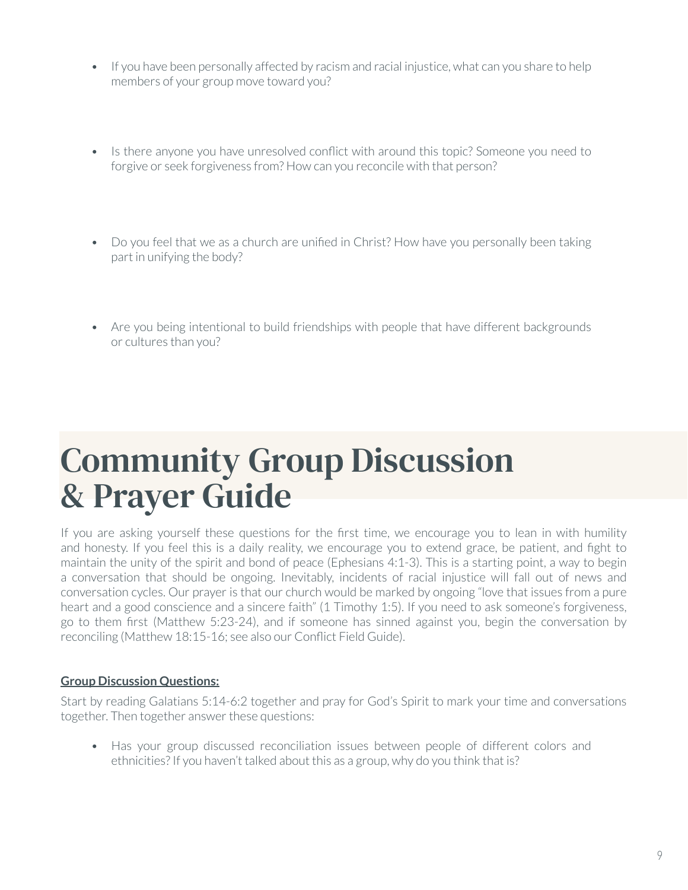- If you have been personally affected by racism and racial injustice, what can you share to help members of your group move toward you?

- Is there anyone you have unresolved conflict with around this topic? Someone you need to forgive or seek forgiveness from? How can you reconcile with that person?

- Do you feel that we as a church are unified in Christ? How have you personally been taking part in unifying the body?

- Are you being intentional to build friendships with people that have different backgrounds or cultures than you?

# Community Group Discussion & Prayer Guide

If you are asking yourself these questions for the first time, we encourage you to lean in with humility and honesty. If you feel this is a daily reality, we encourage you to extend grace, be patient, and fight to maintain the unity of the spirit and bond of peace (Ephesians 4:1-3). This is a starting point, a way to begin a conversation that should be ongoing. Inevitably, incidents of racial injustice will fall out of news and conversation cycles. Our prayer is that our church would be marked by ongoing "love that issues from a pure heart and a good conscience and a sincere faith" (1 Timothy 1:5). If you need to ask someone's forgiveness, go to them first (Matthew 5:23-24), and if someone has sinned against you, begin the conversation by reconciling (Matthew 18:15-16; see also our Conflict Field Guide).

**Group Discussion Questions:**

Start by reading Galatians 5:14-6:2 together and pray for God's Spirit to mark your time and conversations together. Then together answer these questions:

- Has your group discussed reconciliation issues between people of different colors and ethnicities? If you haven't talked about this as a group, why do you think that is?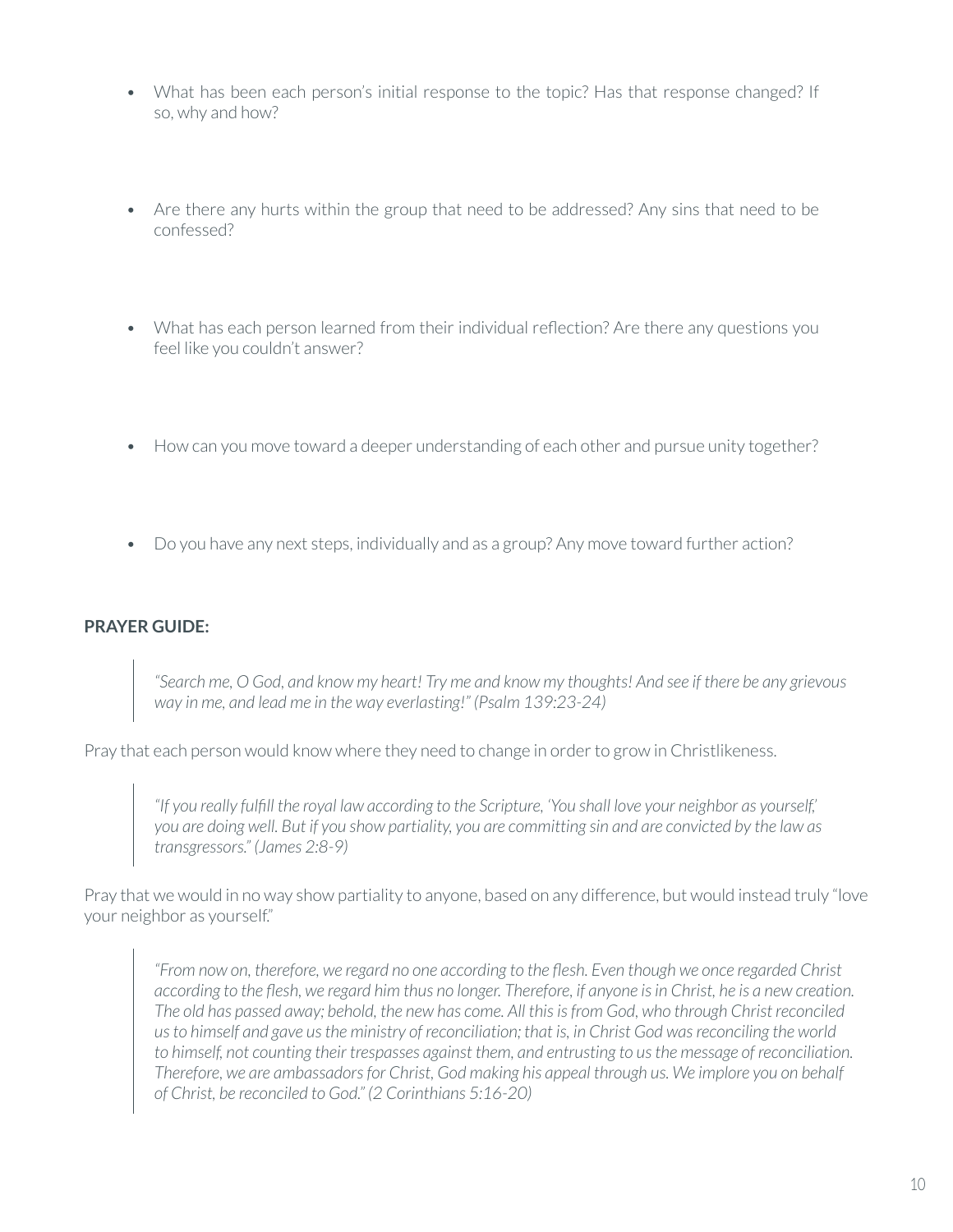- What has been each person's initial response to the topic? Has that response changed? If so, why and how?

- Are there any hurts within the group that need to be addressed? Any sins that need to be confessed?

- What has each person learned from their individual reflection? Are there any questions you feel like you couldn't answer?

- How can you move toward a deeper understanding of each other and pursue unity together?

- Do you have any next steps, individually and as a group? Any move toward further action?

**PRAYER GUIDE:**

> *"Search me, O God, and know my heart! Try me and know my thoughts! And see if there be any grievous way in me, and lead me in the way everlasting!" (Psalm 139:23-24)*

Pray that each person would know where they need to change in order to grow in Christlikeness.

> *"If you really fulfill the royal law according to the Scripture, 'You shall love your neighbor as yourself,' you are doing well. But if you show partiality, you are committing sin and are convicted by the law as transgressors." (James 2:8-9)*

Pray that we would in no way show partiality to anyone, based on any difference, but would instead truly "love your neighbor as yourself."

> *"From now on, therefore, we regard no one according to the flesh. Even though we once regarded Christ according to the flesh, we regard him thus no longer. Therefore, if anyone is in Christ, he is a new creation. The old has passed away; behold, the new has come. All this is from God, who through Christ reconciled us to himself and gave us the ministry of reconciliation; that is, in Christ God was reconciling the world to himself, not counting their trespasses against them, and entrusting to us the message of reconciliation. Therefore, we are ambassadors for Christ, God making his appeal through us. We implore you on behalf of Christ, be reconciled to God." (2 Corinthians 5:16-20)*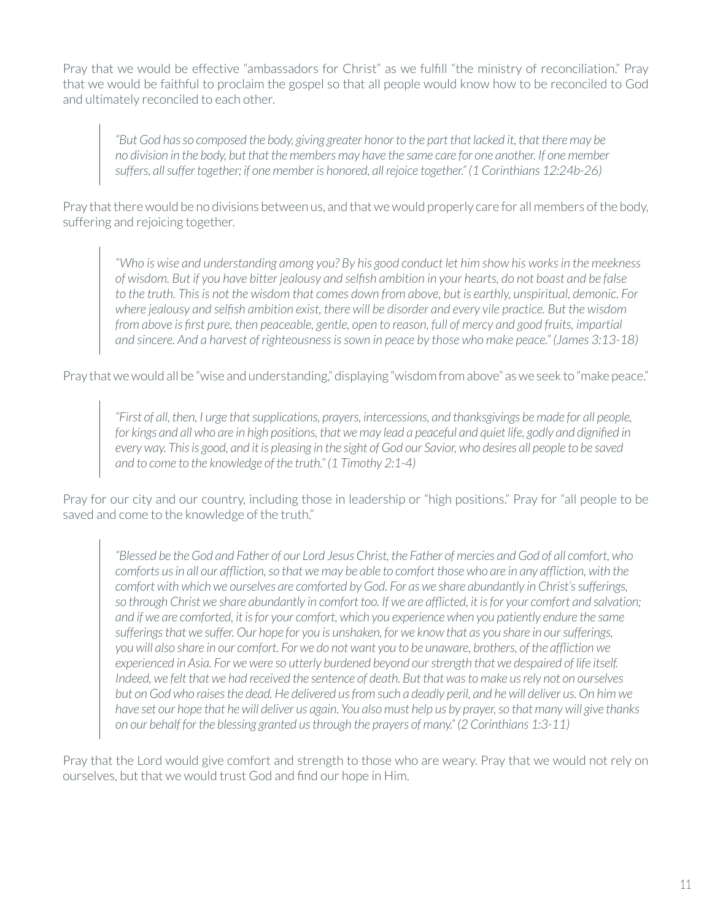Pray that we would be effective “ambassadors for Christ” as we fulfill “the ministry of reconciliation.” Pray that we would be faithful to proclaim the gospel so that all people would know how to be reconciled to God and ultimately reconciled to each other.

> *“But God has so composed the body, giving greater honor to the part that lacked it, that there may be no division in the body, but that the members may have the same care for one another. If one member suffers, all suffer together; if one member is honored, all rejoice together.” (1 Corinthians 12:24b-26)*

Pray that there would be no divisions between us, and that we would properly care for all members of the body, suffering and rejoicing together.

> *“Who is wise and understanding among you? By his good conduct let him show his works in the meekness of wisdom. But if you have bitter jealousy and selfish ambition in your hearts, do not boast and be false to the truth. This is not the wisdom that comes down from above, but is earthly, unspiritual, demonic. For where jealousy and selfish ambition exist, there will be disorder and every vile practice. But the wisdom from above is first pure, then peaceable, gentle, open to reason, full of mercy and good fruits, impartial and sincere. And a harvest of righteousness is sown in peace by those who make peace.” (James 3:13-18)*

Pray that we would all be “wise and understanding,” displaying “wisdom from above” as we seek to “make peace.”

> *“First of all, then, I urge that supplications, prayers, intercessions, and thanksgivings be made for all people, for kings and all who are in high positions, that we may lead a peaceful and quiet life, godly and dignified in every way. This is good, and it is pleasing in the sight of God our Savior, who desires all people to be saved and to come to the knowledge of the truth.” (1 Timothy 2:1-4)*

Pray for our city and our country, including those in leadership or “high positions.” Pray for “all people to be saved and come to the knowledge of the truth.”

> *“Blessed be the God and Father of our Lord Jesus Christ, the Father of mercies and God of all comfort, who comforts us in all our affliction, so that we may be able to comfort those who are in any affliction, with the comfort with which we ourselves are comforted by God. For as we share abundantly in Christ’s sufferings, so through Christ we share abundantly in comfort too. If we are afflicted, it is for your comfort and salvation; and if we are comforted, it is for your comfort, which you experience when you patiently endure the same sufferings that we suffer. Our hope for you is unshaken, for we know that as you share in our sufferings, you will also share in our comfort. For we do not want you to be unaware, brothers, of the affliction we experienced in Asia. For we were so utterly burdened beyond our strength that we despaired of life itself. Indeed, we felt that we had received the sentence of death. But that was to make us rely not on ourselves but on God who raises the dead. He delivered us from such a deadly peril, and he will deliver us. On him we have set our hope that he will deliver us again. You also must help us by prayer, so that many will give thanks on our behalf for the blessing granted us through the prayers of many.” (2 Corinthians 1:3-11)*

Pray that the Lord would give comfort and strength to those who are weary. Pray that we would not rely on ourselves, but that we would trust God and find our hope in Him.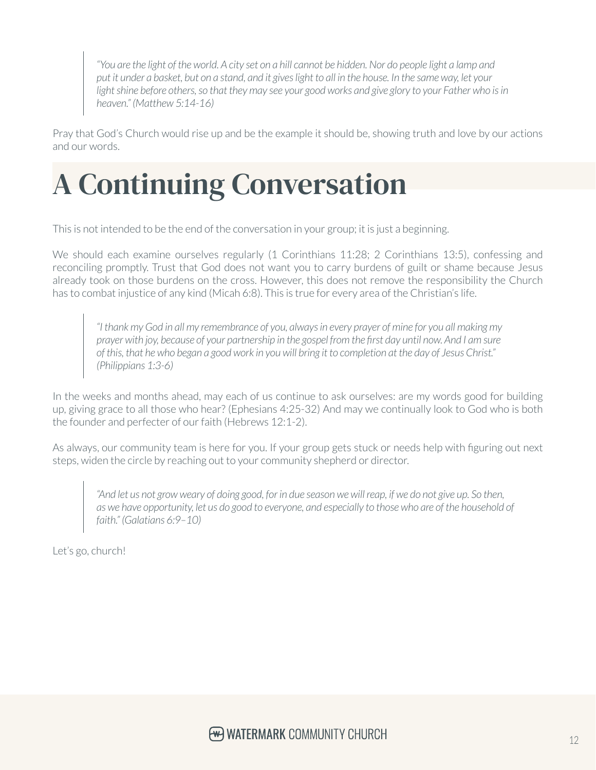> *"You are the light of the world. A city set on a hill cannot be hidden. Nor do people light a lamp and put it under a basket, but on a stand, and it gives light to all in the house. In the same way, let your light shine before others, so that they may see your good works and give glory to your Father who is in heaven." (Matthew 5:14-16)*

Pray that God's Church would rise up and be the example it should be, showing truth and love by our actions and our words.

# A Continuing Conversation

This is not intended to be the end of the conversation in your group; it is just a beginning.

We should each examine ourselves regularly (1 Corinthians 11:28; 2 Corinthians 13:5), confessing and reconciling promptly. Trust that God does not want you to carry burdens of guilt or shame because Jesus already took on those burdens on the cross. However, this does not remove the responsibility the Church has to combat injustice of any kind (Micah 6:8). This is true for every area of the Christian's life.

> *"I thank my God in all my remembrance of you, always in every prayer of mine for you all making my prayer with joy, because of your partnership in the gospel from the first day until now. And I am sure of this, that he who began a good work in you will bring it to completion at the day of Jesus Christ." (Philippians 1:3-6)*

In the weeks and months ahead, may each of us continue to ask ourselves: are my words good for building up, giving grace to all those who hear? (Ephesians 4:25-32) And may we continually look to God who is both the founder and perfecter of our faith (Hebrews 12:1-2).

As always, our community team is here for you. If your group gets stuck or needs help with figuring out next steps, widen the circle by reaching out to your community shepherd or director.

> *"And let us not grow weary of doing good, for in due season we will reap, if we do not give up. So then, as we have opportunity, let us do good to everyone, and especially to those who are of the household of faith." (Galatians 6:9–10)*

Let's go, church!